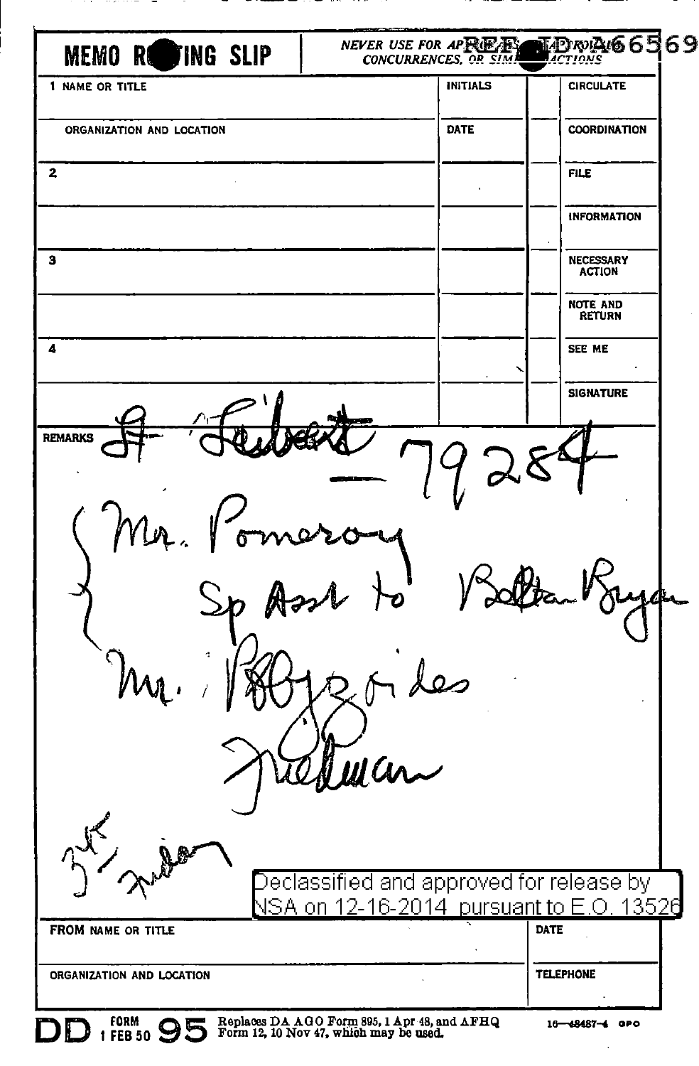# MEMO ROUTING SLIP

*NEVER USE FOR APPROVALS, DISAPPROVALS, CONCURRENCES, OR SIMILAR ACTIONS*

REF ID:A66569

| 1 NAME OR TITLE | INITIALS | | CIRCULATE |
|---|---|---|---|
| ORGANIZATION AND LOCATION | DATE | | COORDINATION |
| 2 | | | FILE |
| | | | INFORMATION |
| 3 | | | NECESSARY ACTION |
| | | | NOTE AND RETURN |
| 4 | | | SEE ME |
| | | | SIGNATURE |

REMARKS Lt Seibert — 79284

Mr. Pomeroy
Sp Asst to Dalton Bryan
Mr. Polyzoides
Friedman

3rd Friday

Declassified and approved for release by NSA on 12-16-2014 pursuant to E.O. 13526

| FROM NAME OR TITLE | DATE |
|---|---|
| ORGANIZATION AND LOCATION | TELEPHONE |

DD FORM 1 FEB 50 95 Replaces DA AGO Form 895, 1 Apr 48, and AFHQ Form 12, 10 Nov 47, which may be used. 16—48487-4 GPO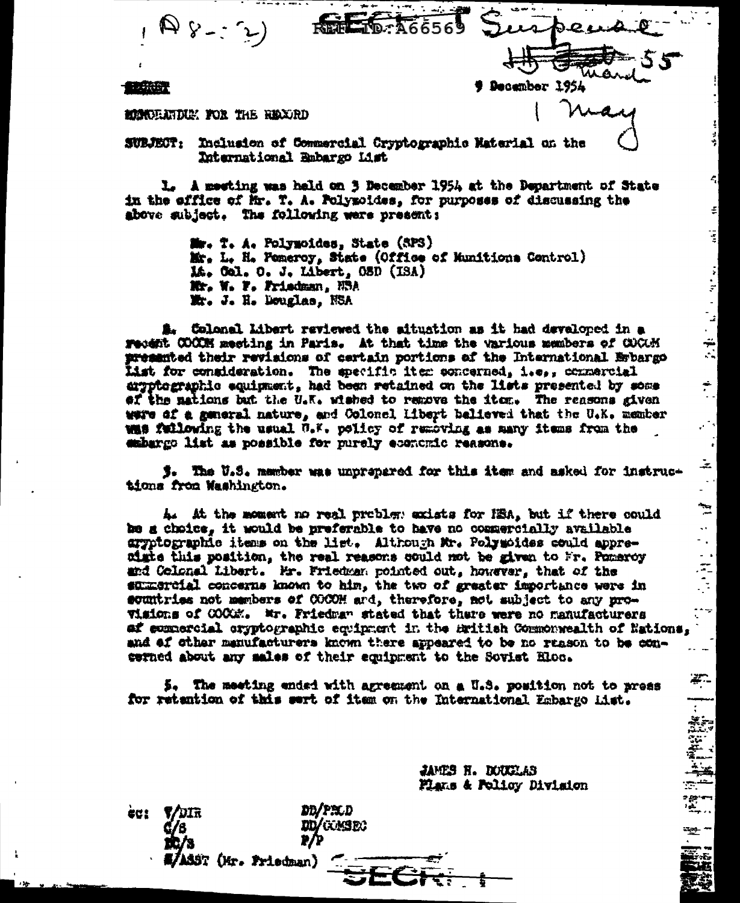(8-2) REF ID:A66569 Suspense ~~15 Jan~~ 55 ~~March~~ 1 May

SECRET

9 December 1954

MEMORANDUM FOR THE RECORD

SUBJECT: Inclusion of Commercial Cryptographic Material on the International Embargo List

1. A meeting was held on 3 December 1954 at the Department of State in the office of Mr. T. A. Polyzoides, for purposes of discussing the above subject. The following were present:

Mr. T. A. Polyzoides, State (SPS)
Mr. L. H. Pomeroy, State (Office of Munitions Control)
Lt. Col. O. J. Libert, OSD (ISA)
Mr. W. F. Friedman, NSA
Mr. J. H. Douglas, NSA

2. Colonel Libert reviewed the situation as it had developed in a recent COCOM meeting in Paris. At that time the various members of COCOM presented their revisions of certain portions of the International Embargo List for consideration. The specific item concerned, i.e., commercial cryptographic equipment, had been retained on the lists presented by some of the nations but the U.K. wished to remove the item. The reasons given were of a general nature, and Colonel Libert believed that the U.K. member was following the usual U.K. policy of removing as many items from the embargo list as possible for purely economic reasons.

3. The U.S. member was unprepared for this item and asked for instructions from Washington.

4. At the moment no real problem exists for NSA, but if there could be a choice, it would be preferable to have no commercially available cryptographic items on the list. Although Mr. Polyzoides could appreciate this position, the real reasons could not be given to Mr. Pomeroy and Colonel Libert. Mr. Friedman pointed out, however, that of the commercial concerns known to him, the two of greater importance were in countries not members of COCOM and, therefore, not subject to any provisions of COCOM. Mr. Friedman stated that there were no manufacturers of commercial cryptographic equipment in the British Commonwealth of Nations, and of other manufacturers known there appeared to be no reason to be concerned about any sales of their equipment to the Soviet Bloc.

5. The meeting ended with agreement on a U.S. position not to press for retention of this sort of item on the International Embargo List.

JAMES H. DOUGLAS
Plans & Policy Division

cc: V/DIR
C/S
EC/S
S/ASST (Mr. Friedman)
DD/PROD
DD/COMSEC
P/P

SECRET